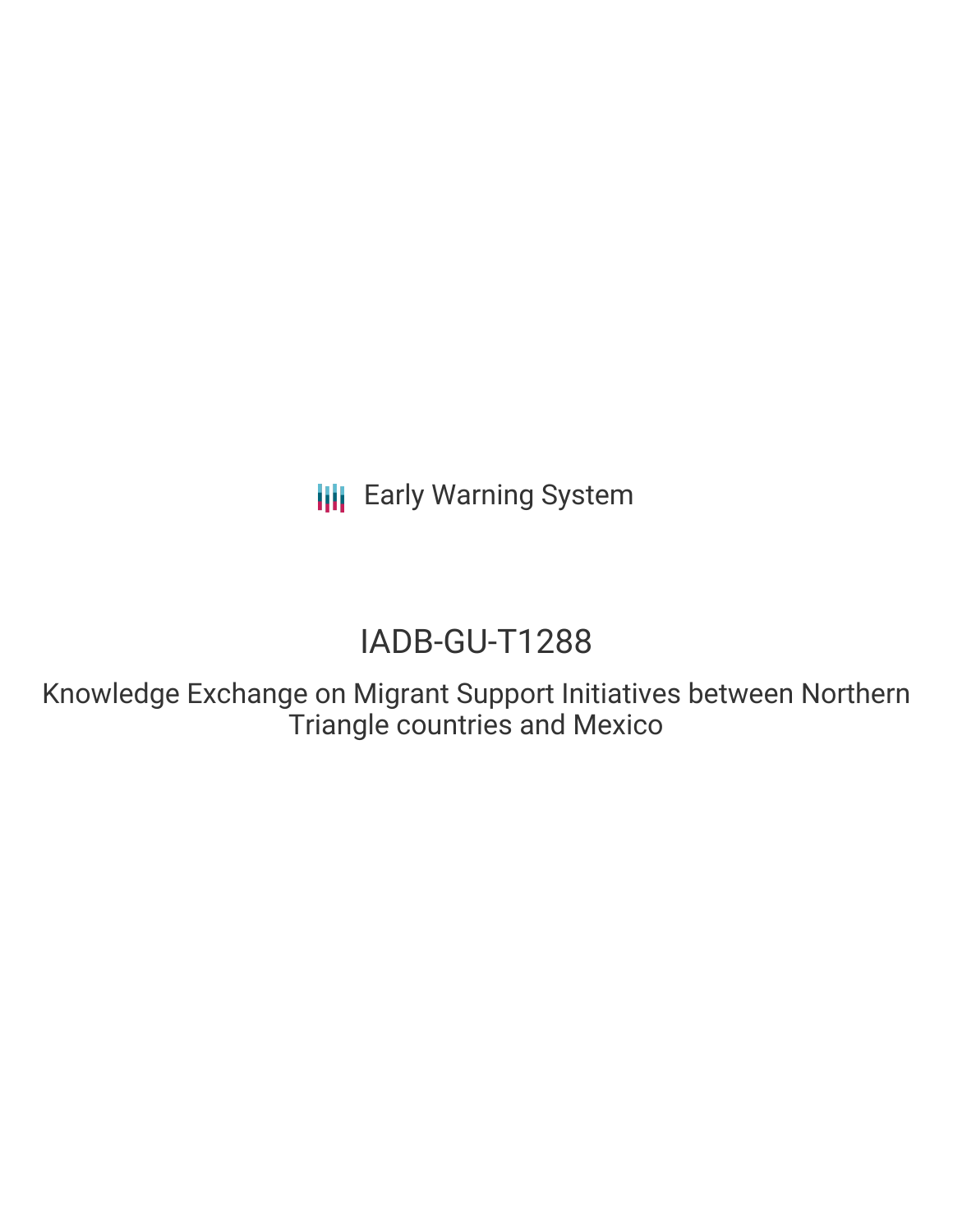Early Warning System

# IADB-GU-T1288

## Knowledge Exchange on Migrant Support Initiatives between Northern Triangle countries and Mexico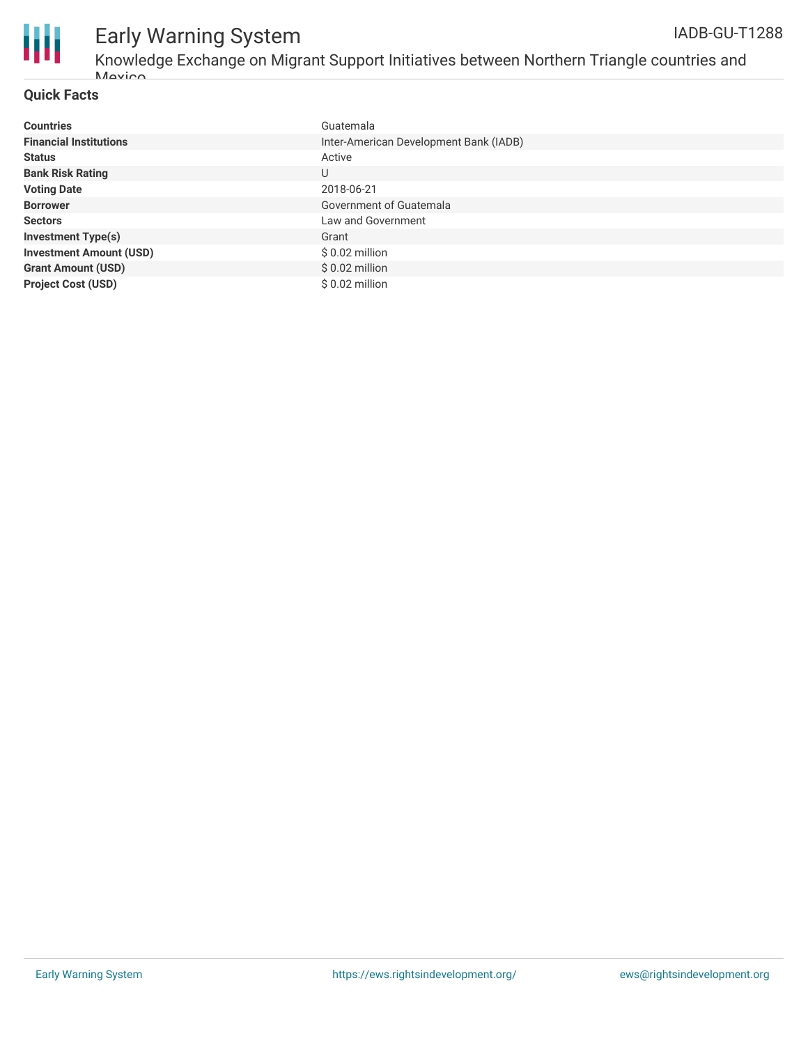# Early Warning System

IADB-GU-T1288

Knowledge Exchange on Migrant Support Initiatives between Northern Triangle countries and Mexico

## Quick Facts

| | |
|---|---|
| **Countries** | Guatemala |
| **Financial Institutions** | Inter-American Development Bank (IADB) |
| **Status** | Active |
| **Bank Risk Rating** | U |
| **Voting Date** | 2018-06-21 |
| **Borrower** | Government of Guatemala |
| **Sectors** | Law and Government |
| **Investment Type(s)** | Grant |
| **Investment Amount (USD)** | $ 0.02 million |
| **Grant Amount (USD)** | $ 0.02 million |
| **Project Cost (USD)** | $ 0.02 million |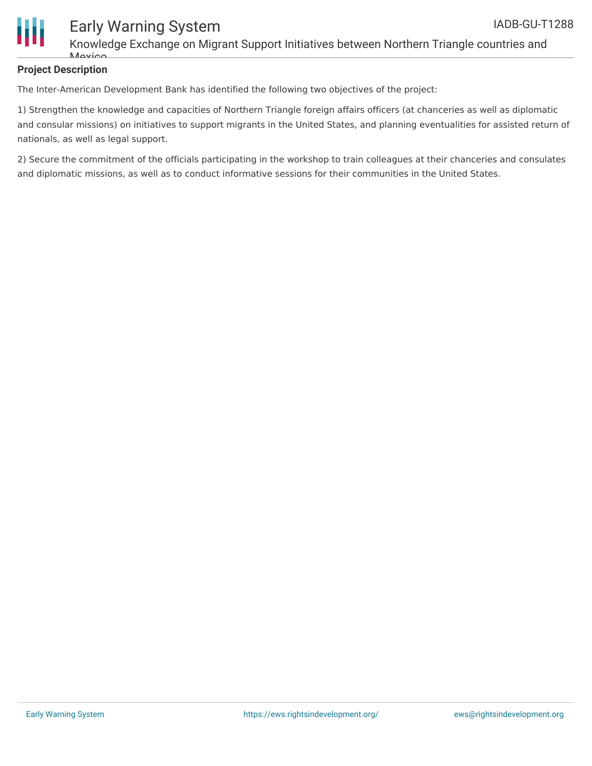**Project Description**

The Inter-American Development Bank has identified the following two objectives of the project:

1) Strengthen the knowledge and capacities of Northern Triangle foreign affairs officers (at chanceries as well as diplomatic and consular missions) on initiatives to support migrants in the United States, and planning eventualities for assisted return of nationals, as well as legal support.

2) Secure the commitment of the officials participating in the workshop to train colleagues at their chanceries and consulates and diplomatic missions, as well as to conduct informative sessions for their communities in the United States.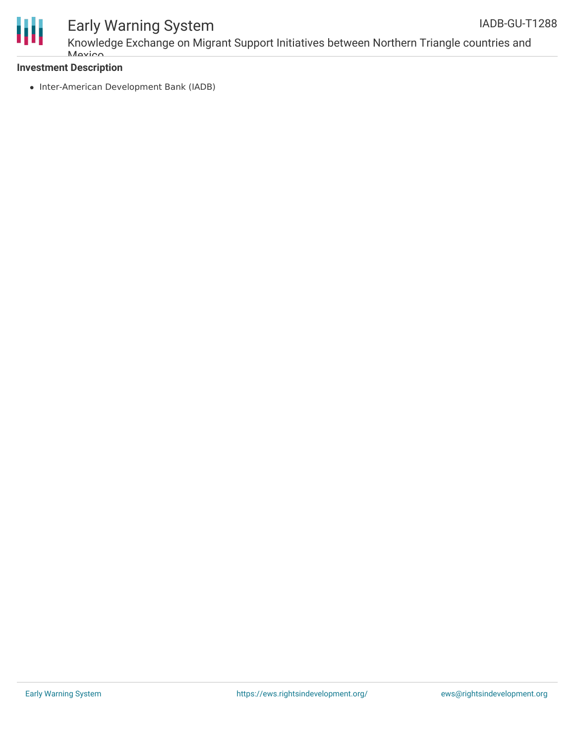**Investment Description**

- Inter-American Development Bank (IADB)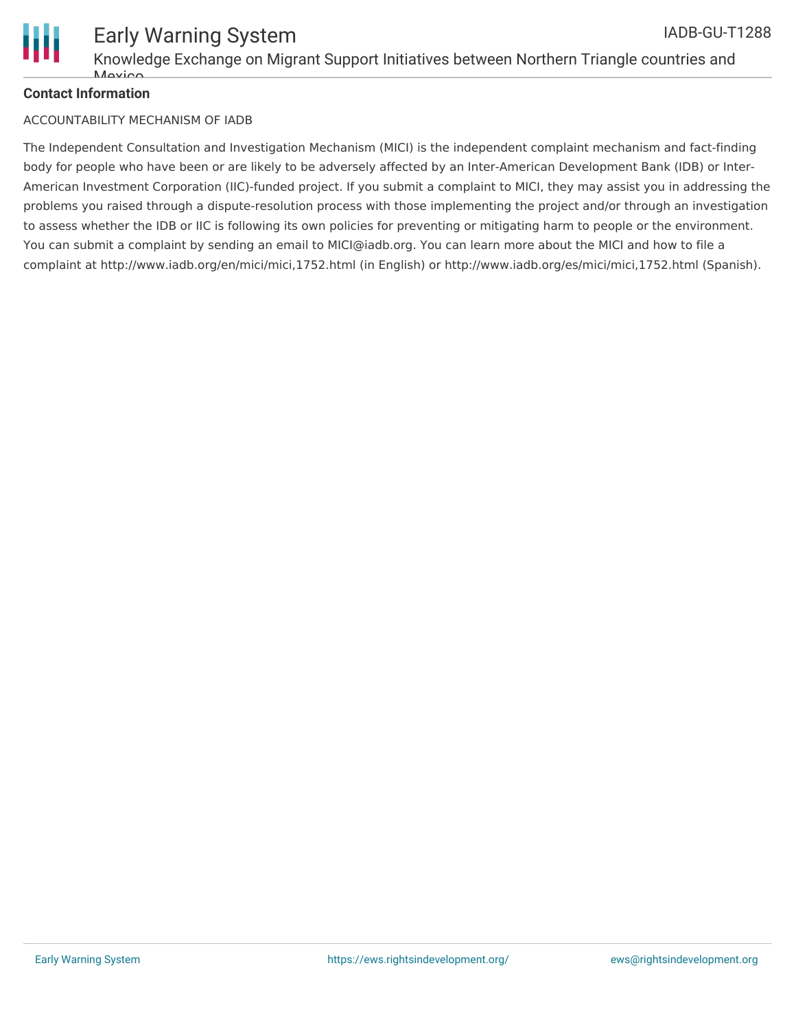**Contact Information**

ACCOUNTABILITY MECHANISM OF IADB

The Independent Consultation and Investigation Mechanism (MICI) is the independent complaint mechanism and fact-finding body for people who have been or are likely to be adversely affected by an Inter-American Development Bank (IDB) or Inter-American Investment Corporation (IIC)-funded project. If you submit a complaint to MICI, they may assist you in addressing the problems you raised through a dispute-resolution process with those implementing the project and/or through an investigation to assess whether the IDB or IIC is following its own policies for preventing or mitigating harm to people or the environment. You can submit a complaint by sending an email to MICI@iadb.org. You can learn more about the MICI and how to file a complaint at http://www.iadb.org/en/mici/mici,1752.html (in English) or http://www.iadb.org/es/mici/mici,1752.html (Spanish).